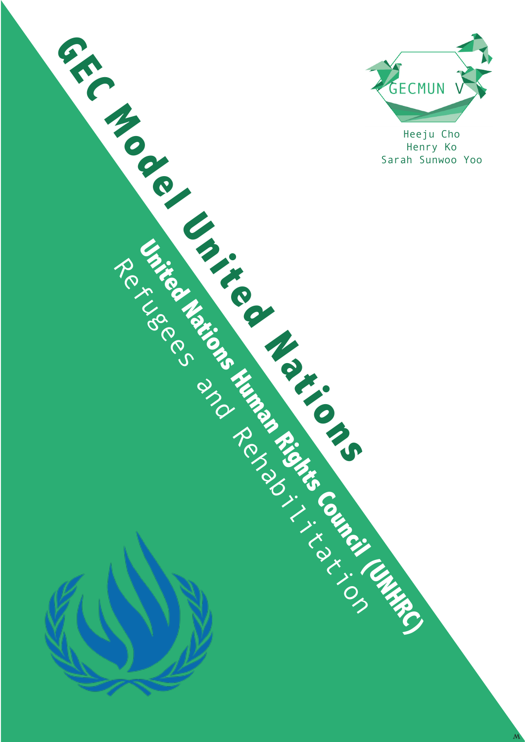# GEC Model United Nations

## United Nations Human Rights Council (UNHRC)

Refugees and Rehabilitation

GECMUN V

Heeju Cho
Henry Ko
Sarah Sunwoo Yoo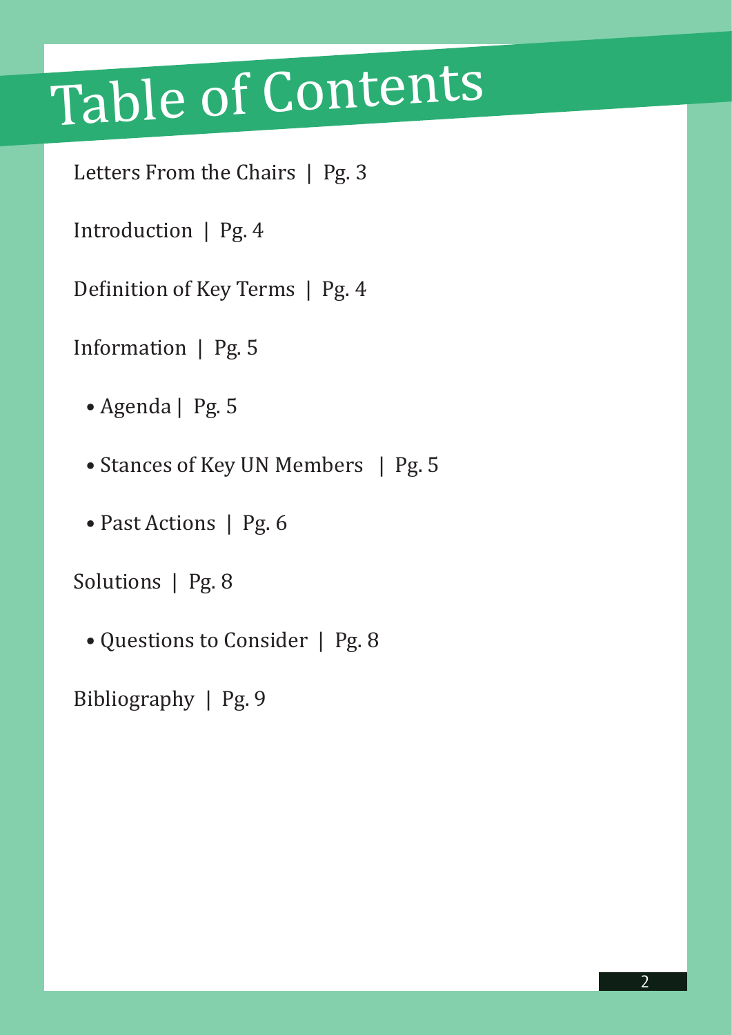# Table of Contents

Letters From the Chairs | Pg. 3

Introduction | Pg. 4

Definition of Key Terms | Pg. 4

Information | Pg. 5

- Agenda | Pg. 5
- Stances of Key UN Members | Pg. 5
- Past Actions | Pg. 6

Solutions | Pg. 8

- Questions to Consider | Pg. 8

Bibliography | Pg. 9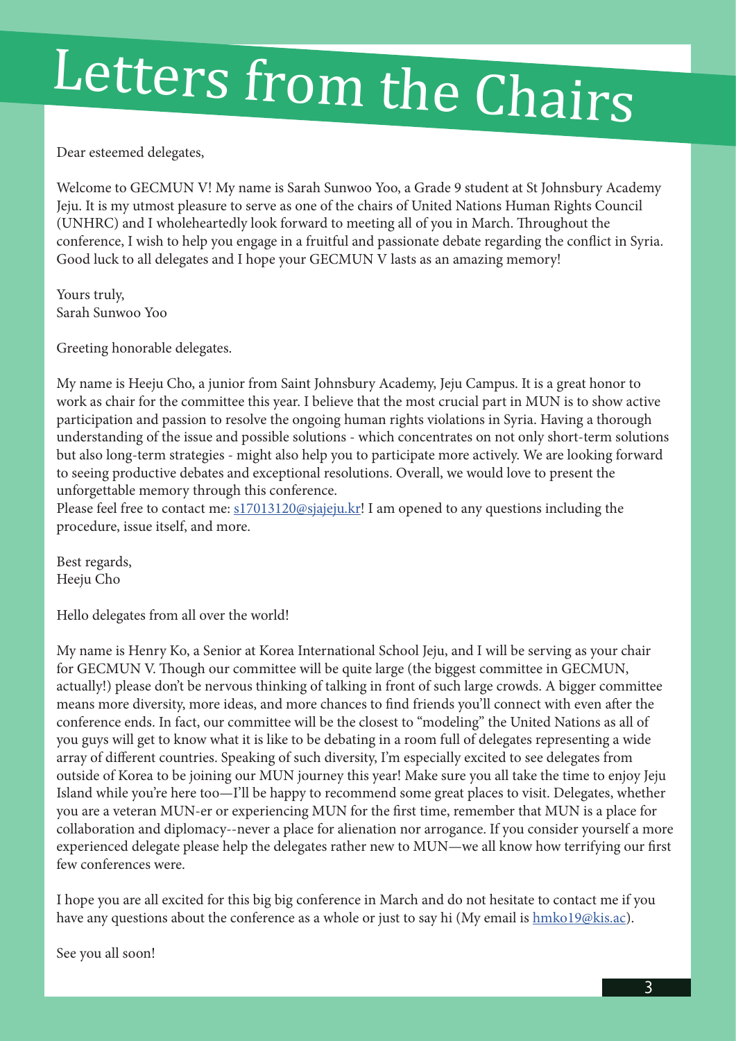# Letters from the Chairs

Dear esteemed delegates,

Welcome to GECMUN V! My name is Sarah Sunwoo Yoo, a Grade 9 student at St Johnsbury Academy Jeju. It is my utmost pleasure to serve as one of the chairs of United Nations Human Rights Council (UNHRC) and I wholeheartedly look forward to meeting all of you in March. Throughout the conference, I wish to help you engage in a fruitful and passionate debate regarding the conflict in Syria. Good luck to all delegates and I hope your GECMUN V lasts as an amazing memory!

Yours truly,
Sarah Sunwoo Yoo

Greeting honorable delegates.

My name is Heeju Cho, a junior from Saint Johnsbury Academy, Jeju Campus. It is a great honor to work as chair for the committee this year. I believe that the most crucial part in MUN is to show active participation and passion to resolve the ongoing human rights violations in Syria. Having a thorough understanding of the issue and possible solutions - which concentrates on not only short-term solutions but also long-term strategies - might also help you to participate more actively. We are looking forward to seeing productive debates and exceptional resolutions. Overall, we would love to present the unforgettable memory through this conference.
Please feel free to contact me: s17013120@sjajeju.kr! I am opened to any questions including the procedure, issue itself, and more.

Best regards,
Heeju Cho

Hello delegates from all over the world!

My name is Henry Ko, a Senior at Korea International School Jeju, and I will be serving as your chair for GECMUN V. Though our committee will be quite large (the biggest committee in GECMUN, actually!) please don't be nervous thinking of talking in front of such large crowds. A bigger committee means more diversity, more ideas, and more chances to find friends you'll connect with even after the conference ends. In fact, our committee will be the closest to "modeling" the United Nations as all of you guys will get to know what it is like to be debating in a room full of delegates representing a wide array of different countries. Speaking of such diversity, I'm especially excited to see delegates from outside of Korea to be joining our MUN journey this year! Make sure you all take the time to enjoy Jeju Island while you're here too—I'll be happy to recommend some great places to visit. Delegates, whether you are a veteran MUN-er or experiencing MUN for the first time, remember that MUN is a place for collaboration and diplomacy--never a place for alienation nor arrogance. If you consider yourself a more experienced delegate please help the delegates rather new to MUN—we all know how terrifying our first few conferences were.

I hope you are all excited for this big big conference in March and do not hesitate to contact me if you have any questions about the conference as a whole or just to say hi (My email is hmko19@kis.ac).

See you all soon!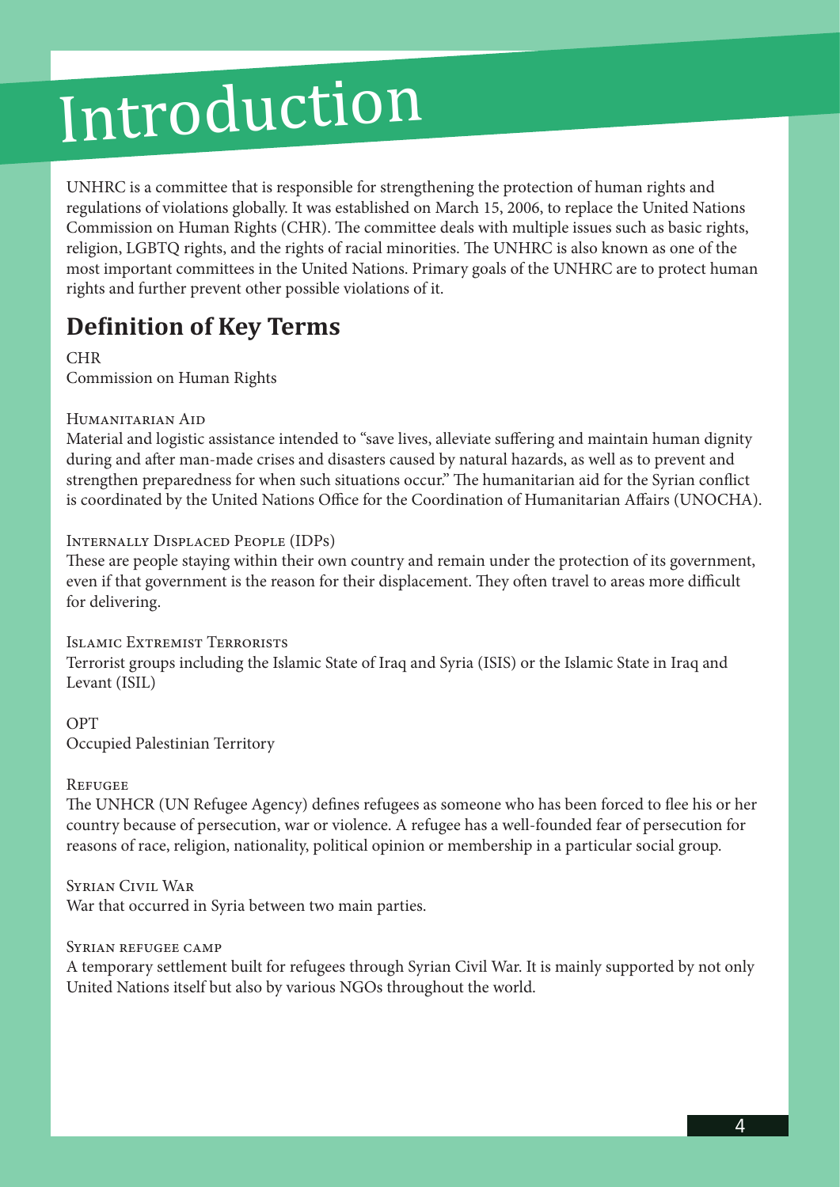# Introduction

UNHRC is a committee that is responsible for strengthening the protection of human rights and regulations of violations globally. It was established on March 15, 2006, to replace the United Nations Commission on Human Rights (CHR). The committee deals with multiple issues such as basic rights, religion, LGBTQ rights, and the rights of racial minorities. The UNHRC is also known as one of the most important committees in the United Nations. Primary goals of the UNHRC are to protect human rights and further prevent other possible violations of it.

## Definition of Key Terms

CHR
Commission on Human Rights

Humanitarian Aid
Material and logistic assistance intended to "save lives, alleviate suffering and maintain human dignity during and after man-made crises and disasters caused by natural hazards, as well as to prevent and strengthen preparedness for when such situations occur." The humanitarian aid for the Syrian conflict is coordinated by the United Nations Office for the Coordination of Humanitarian Affairs (UNOCHA).

Internally Displaced People (IDPs)
These are people staying within their own country and remain under the protection of its government, even if that government is the reason for their displacement. They often travel to areas more difficult for delivering.

Islamic Extremist Terrorists
Terrorist groups including the Islamic State of Iraq and Syria (ISIS) or the Islamic State in Iraq and Levant (ISIL)

OPT
Occupied Palestinian Territory

Refugee
The UNHCR (UN Refugee Agency) defines refugees as someone who has been forced to flee his or her country because of persecution, war or violence. A refugee has a well-founded fear of persecution for reasons of race, religion, nationality, political opinion or membership in a particular social group.

Syrian Civil War
War that occurred in Syria between two main parties.

Syrian refugee camp
A temporary settlement built for refugees through Syrian Civil War. It is mainly supported by not only United Nations itself but also by various NGOs throughout the world.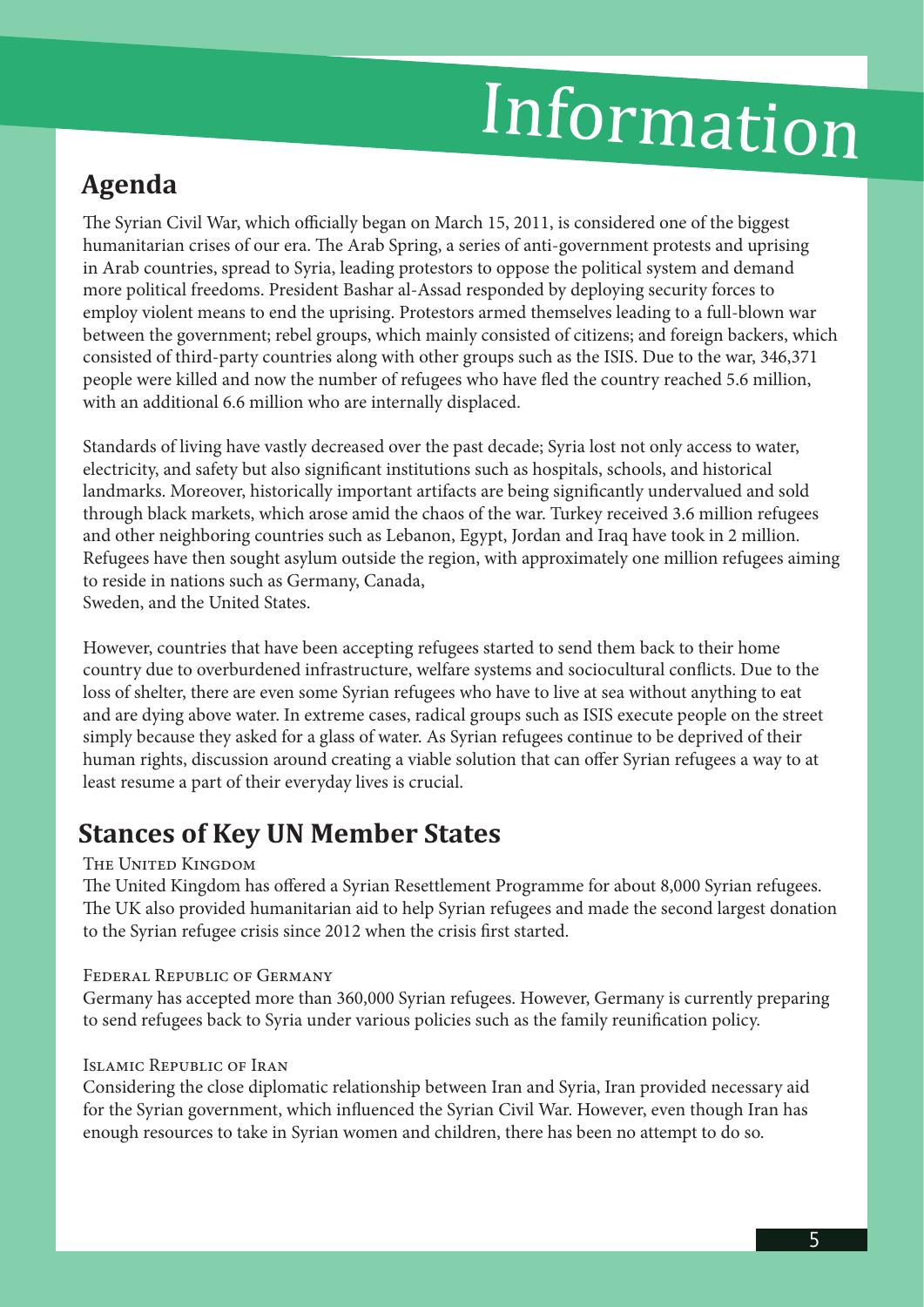# Information

## Agenda

The Syrian Civil War, which officially began on March 15, 2011, is considered one of the biggest humanitarian crises of our era. The Arab Spring, a series of anti-government protests and uprising in Arab countries, spread to Syria, leading protestors to oppose the political system and demand more political freedoms. President Bashar al-Assad responded by deploying security forces to employ violent means to end the uprising. Protestors armed themselves leading to a full-blown war between the government; rebel groups, which mainly consisted of citizens; and foreign backers, which consisted of third-party countries along with other groups such as the ISIS. Due to the war, 346,371 people were killed and now the number of refugees who have fled the country reached 5.6 million, with an additional 6.6 million who are internally displaced.

Standards of living have vastly decreased over the past decade; Syria lost not only access to water, electricity, and safety but also significant institutions such as hospitals, schools, and historical landmarks. Moreover, historically important artifacts are being significantly undervalued and sold through black markets, which arose amid the chaos of the war. Turkey received 3.6 million refugees and other neighboring countries such as Lebanon, Egypt, Jordan and Iraq have took in 2 million. Refugees have then sought asylum outside the region, with approximately one million refugees aiming to reside in nations such as Germany, Canada, Sweden, and the United States.

However, countries that have been accepting refugees started to send them back to their home country due to overburdened infrastructure, welfare systems and sociocultural conflicts. Due to the loss of shelter, there are even some Syrian refugees who have to live at sea without anything to eat and are dying above water. In extreme cases, radical groups such as ISIS execute people on the street simply because they asked for a glass of water. As Syrian refugees continue to be deprived of their human rights, discussion around creating a viable solution that can offer Syrian refugees a way to at least resume a part of their everyday lives is crucial.

## Stances of Key UN Member States

THE UNITED KINGDOM

The United Kingdom has offered a Syrian Resettlement Programme for about 8,000 Syrian refugees. The UK also provided humanitarian aid to help Syrian refugees and made the second largest donation to the Syrian refugee crisis since 2012 when the crisis first started.

FEDERAL REPUBLIC OF GERMANY

Germany has accepted more than 360,000 Syrian refugees. However, Germany is currently preparing to send refugees back to Syria under various policies such as the family reunification policy.

ISLAMIC REPUBLIC OF IRAN

Considering the close diplomatic relationship between Iran and Syria, Iran provided necessary aid for the Syrian government, which influenced the Syrian Civil War. However, even though Iran has enough resources to take in Syrian women and children, there has been no attempt to do so.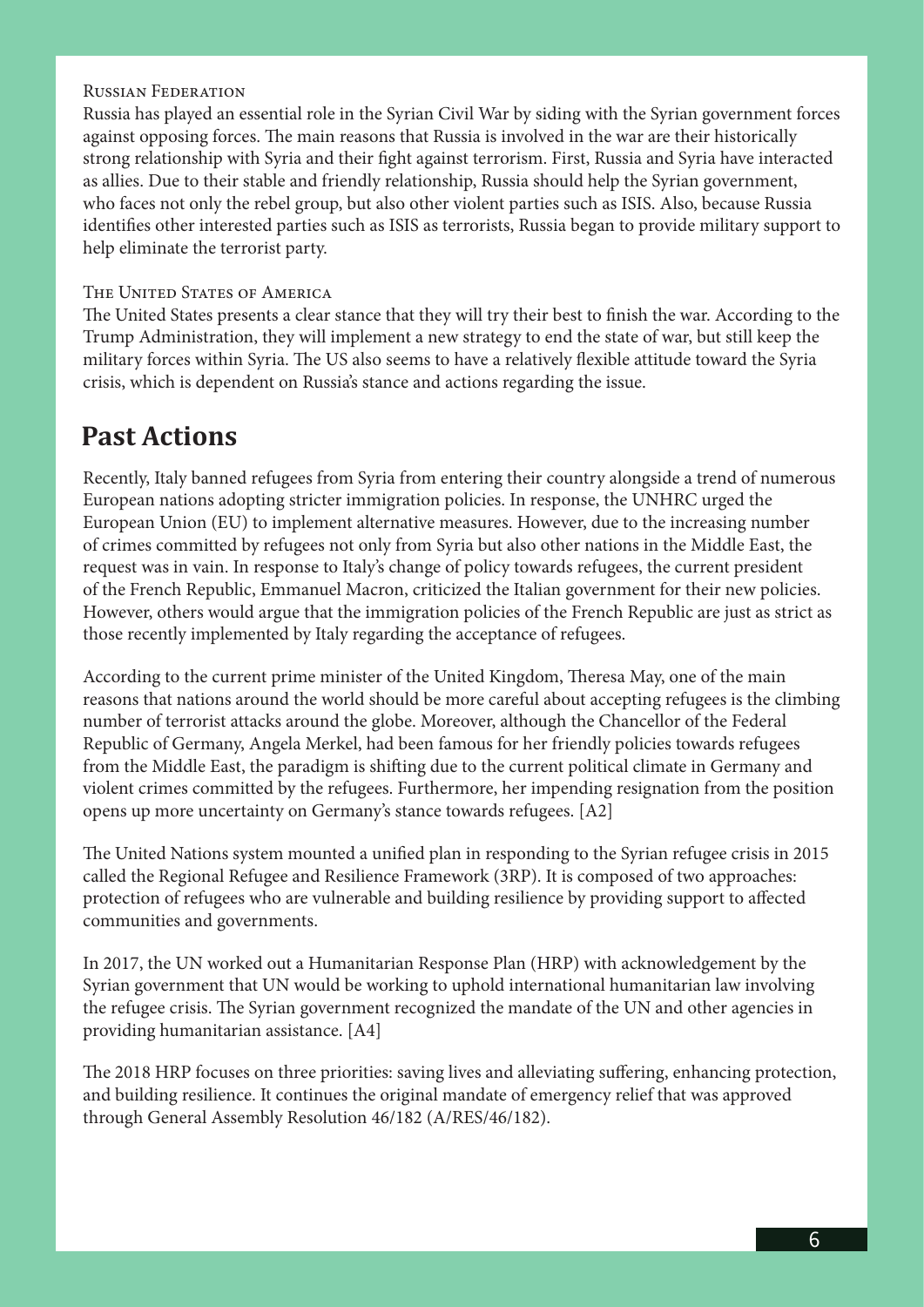### Russian Federation

Russia has played an essential role in the Syrian Civil War by siding with the Syrian government forces against opposing forces. The main reasons that Russia is involved in the war are their historically strong relationship with Syria and their fight against terrorism. First, Russia and Syria have interacted as allies. Due to their stable and friendly relationship, Russia should help the Syrian government, who faces not only the rebel group, but also other violent parties such as ISIS. Also, because Russia identifies other interested parties such as ISIS as terrorists, Russia began to provide military support to help eliminate the terrorist party.

### The United States of America

The United States presents a clear stance that they will try their best to finish the war. According to the Trump Administration, they will implement a new strategy to end the state of war, but still keep the military forces within Syria. The US also seems to have a relatively flexible attitude toward the Syria crisis, which is dependent on Russia's stance and actions regarding the issue.

## Past Actions

Recently, Italy banned refugees from Syria from entering their country alongside a trend of numerous European nations adopting stricter immigration policies. In response, the UNHRC urged the European Union (EU) to implement alternative measures. However, due to the increasing number of crimes committed by refugees not only from Syria but also other nations in the Middle East, the request was in vain. In response to Italy's change of policy towards refugees, the current president of the French Republic, Emmanuel Macron, criticized the Italian government for their new policies. However, others would argue that the immigration policies of the French Republic are just as strict as those recently implemented by Italy regarding the acceptance of refugees.

According to the current prime minister of the United Kingdom, Theresa May, one of the main reasons that nations around the world should be more careful about accepting refugees is the climbing number of terrorist attacks around the globe. Moreover, although the Chancellor of the Federal Republic of Germany, Angela Merkel, had been famous for her friendly policies towards refugees from the Middle East, the paradigm is shifting due to the current political climate in Germany and violent crimes committed by the refugees. Furthermore, her impending resignation from the position opens up more uncertainty on Germany's stance towards refugees. [A2]

The United Nations system mounted a unified plan in responding to the Syrian refugee crisis in 2015 called the Regional Refugee and Resilience Framework (3RP). It is composed of two approaches: protection of refugees who are vulnerable and building resilience by providing support to affected communities and governments.

In 2017, the UN worked out a Humanitarian Response Plan (HRP) with acknowledgement by the Syrian government that UN would be working to uphold international humanitarian law involving the refugee crisis. The Syrian government recognized the mandate of the UN and other agencies in providing humanitarian assistance. [A4]

The 2018 HRP focuses on three priorities: saving lives and alleviating suffering, enhancing protection, and building resilience. It continues the original mandate of emergency relief that was approved through General Assembly Resolution 46/182 (A/RES/46/182).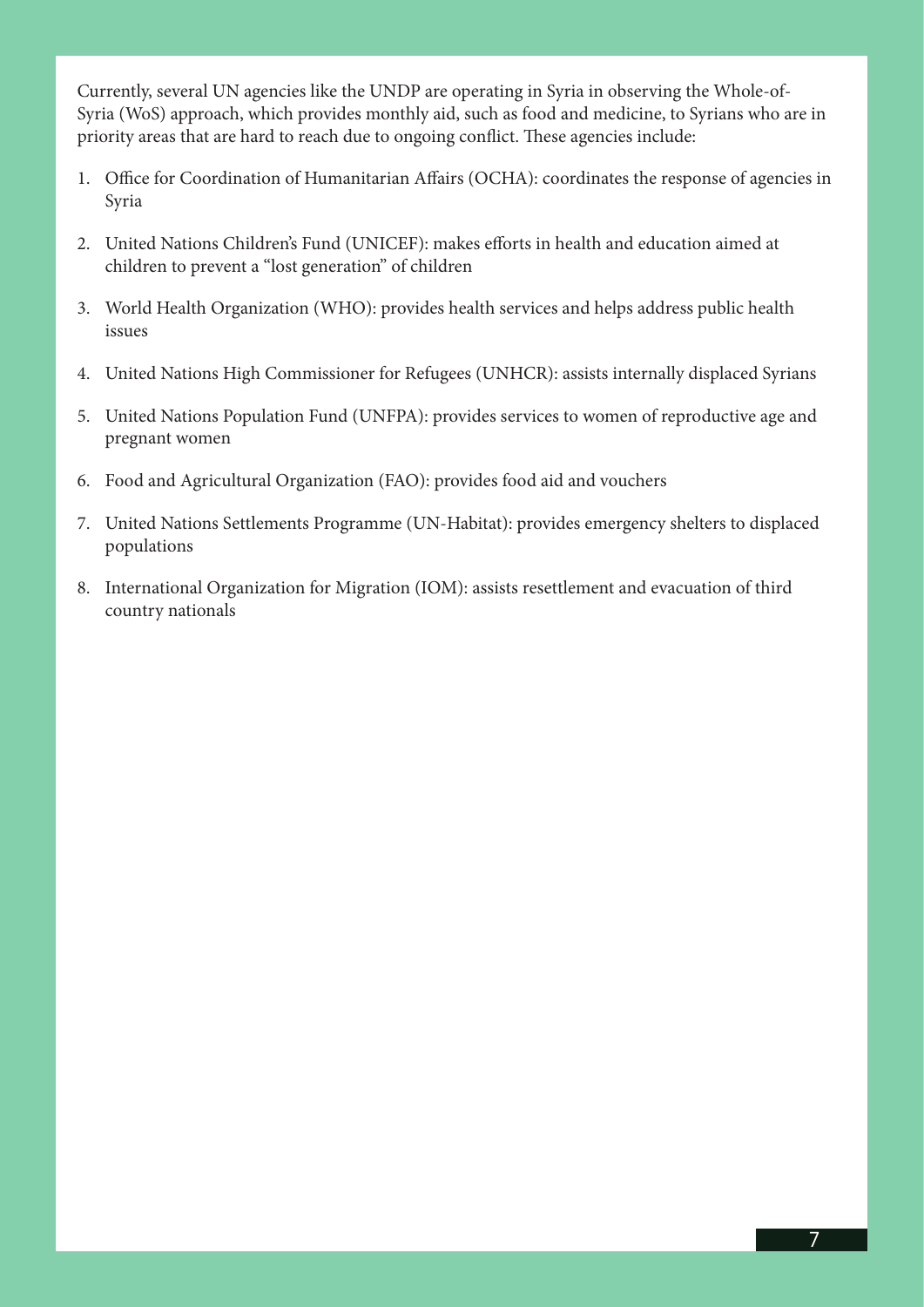Currently, several UN agencies like the UNDP are operating in Syria in observing the Whole-of-Syria (WoS) approach, which provides monthly aid, such as food and medicine, to Syrians who are in priority areas that are hard to reach due to ongoing conflict. These agencies include:

1. Office for Coordination of Humanitarian Affairs (OCHA): coordinates the response of agencies in Syria
2. United Nations Children's Fund (UNICEF): makes efforts in health and education aimed at children to prevent a "lost generation" of children
3. World Health Organization (WHO): provides health services and helps address public health issues
4. United Nations High Commissioner for Refugees (UNHCR): assists internally displaced Syrians
5. United Nations Population Fund (UNFPA): provides services to women of reproductive age and pregnant women
6. Food and Agricultural Organization (FAO): provides food aid and vouchers
7. United Nations Settlements Programme (UN-Habitat): provides emergency shelters to displaced populations
8. International Organization for Migration (IOM): assists resettlement and evacuation of third country nationals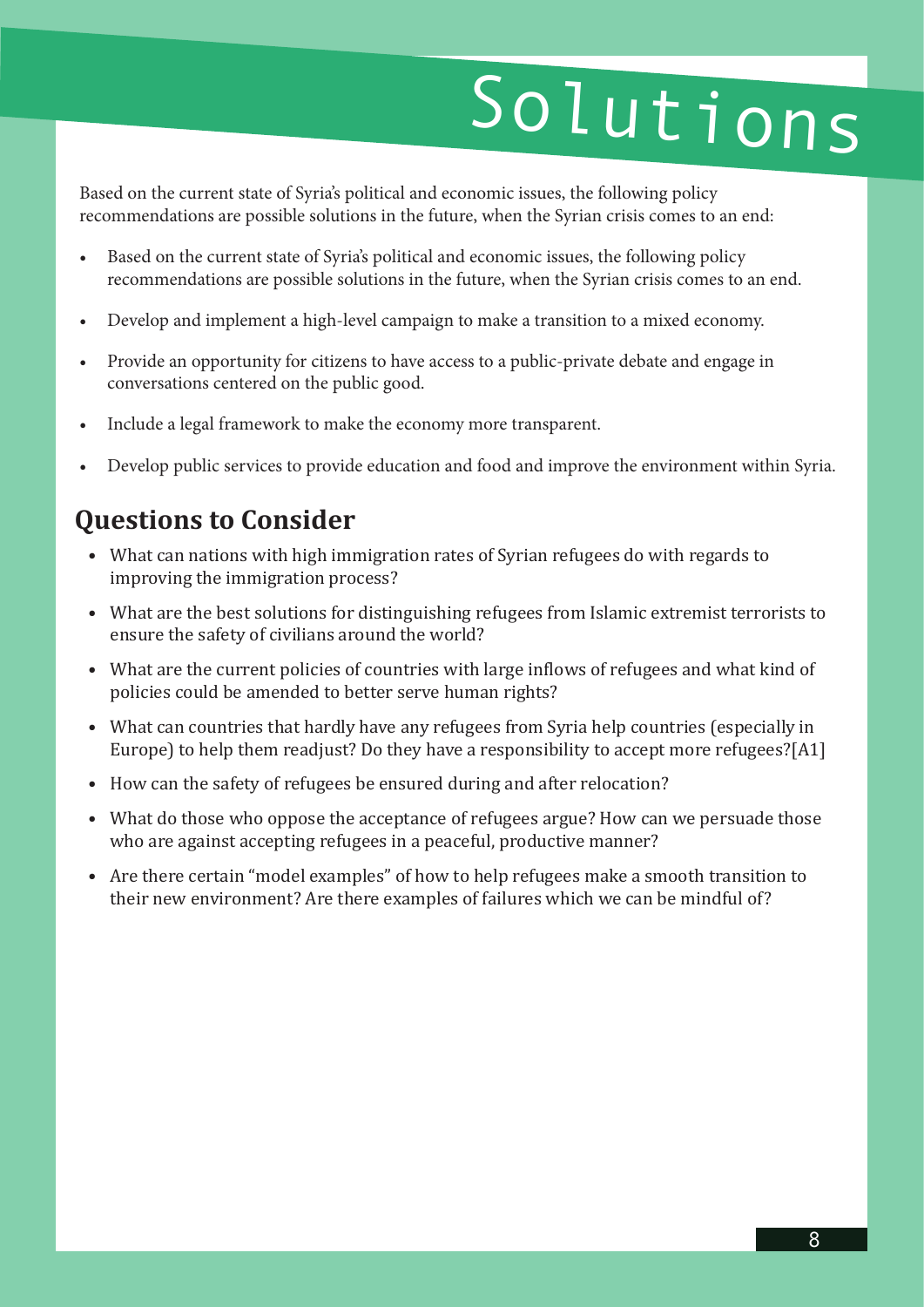# Solutions

Based on the current state of Syria's political and economic issues, the following policy recommendations are possible solutions in the future, when the Syrian crisis comes to an end:

- Based on the current state of Syria's political and economic issues, the following policy recommendations are possible solutions in the future, when the Syrian crisis comes to an end.
- Develop and implement a high-level campaign to make a transition to a mixed economy.
- Provide an opportunity for citizens to have access to a public-private debate and engage in conversations centered on the public good.
- Include a legal framework to make the economy more transparent.
- Develop public services to provide education and food and improve the environment within Syria.

## Questions to Consider

- What can nations with high immigration rates of Syrian refugees do with regards to improving the immigration process?
- What are the best solutions for distinguishing refugees from Islamic extremist terrorists to ensure the safety of civilians around the world?
- What are the current policies of countries with large inflows of refugees and what kind of policies could be amended to better serve human rights?
- What can countries that hardly have any refugees from Syria help countries (especially in Europe) to help them readjust? Do they have a responsibility to accept more refugees?[A1]
- How can the safety of refugees be ensured during and after relocation?
- What do those who oppose the acceptance of refugees argue? How can we persuade those who are against accepting refugees in a peaceful, productive manner?
- Are there certain "model examples" of how to help refugees make a smooth transition to their new environment? Are there examples of failures which we can be mindful of?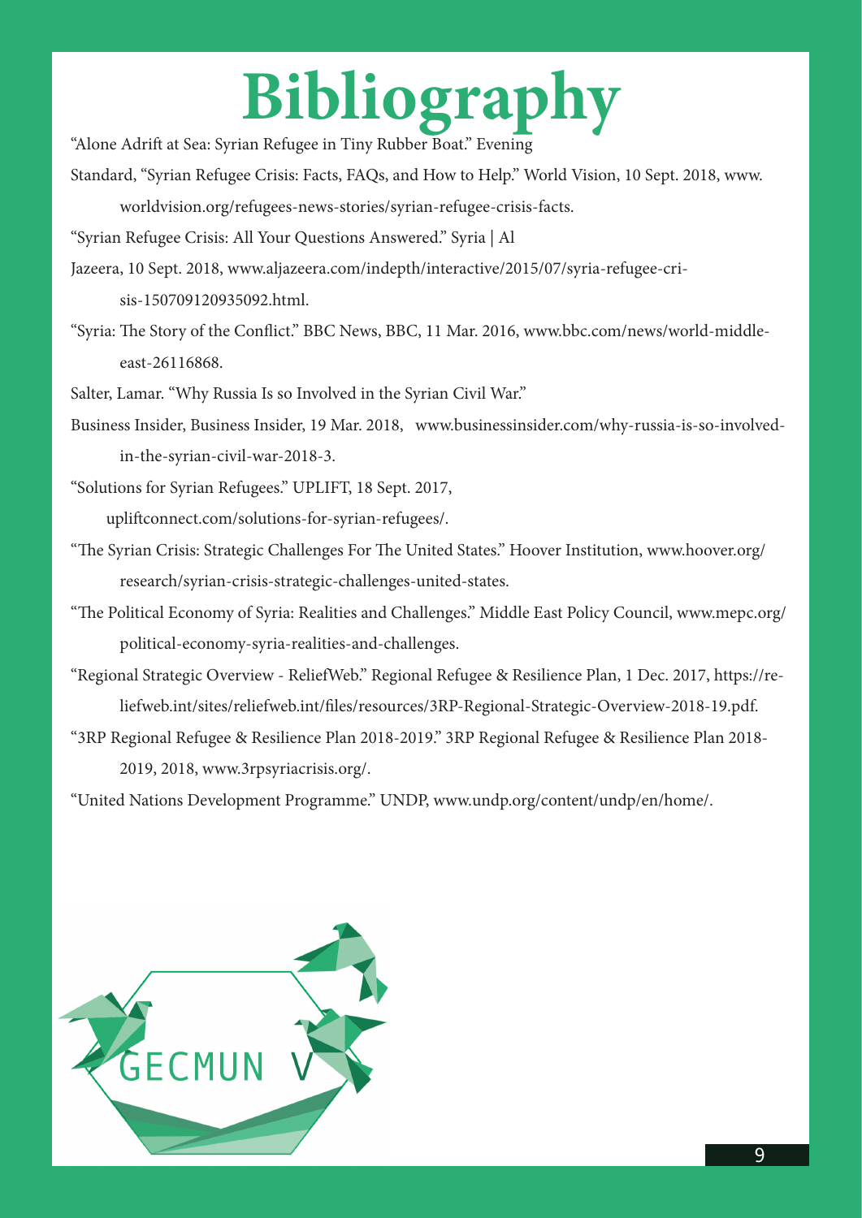# Bibliography

"Alone Adrift at Sea: Syrian Refugee in Tiny Rubber Boat." Evening

Standard, "Syrian Refugee Crisis: Facts, FAQs, and How to Help." World Vision, 10 Sept. 2018, www.worldvision.org/refugees-news-stories/syrian-refugee-crisis-facts.

"Syrian Refugee Crisis: All Your Questions Answered." Syria | Al

Jazeera, 10 Sept. 2018, www.aljazeera.com/indepth/interactive/2015/07/syria-refugee-crisis-150709120935092.html.

"Syria: The Story of the Conflict." BBC News, BBC, 11 Mar. 2016, www.bbc.com/news/world-middle-east-26116868.

Salter, Lamar. "Why Russia Is so Involved in the Syrian Civil War."

Business Insider, Business Insider, 19 Mar. 2018, www.businessinsider.com/why-russia-is-so-involved-in-the-syrian-civil-war-2018-3.

"Solutions for Syrian Refugees." UPLIFT, 18 Sept. 2017,

upliftconnect.com/solutions-for-syrian-refugees/.

"The Syrian Crisis: Strategic Challenges For The United States." Hoover Institution, www.hoover.org/research/syrian-crisis-strategic-challenges-united-states.

"The Political Economy of Syria: Realities and Challenges." Middle East Policy Council, www.mepc.org/political-economy-syria-realities-and-challenges.

"Regional Strategic Overview - ReliefWeb." Regional Refugee & Resilience Plan, 1 Dec. 2017, https://reliefweb.int/sites/reliefweb.int/files/resources/3RP-Regional-Strategic-Overview-2018-19.pdf.

"3RP Regional Refugee & Resilience Plan 2018-2019." 3RP Regional Refugee & Resilience Plan 2018-2019, 2018, www.3rpsyriacrisis.org/.

"United Nations Development Programme." UNDP, www.undp.org/content/undp/en/home/.

GECMUN V